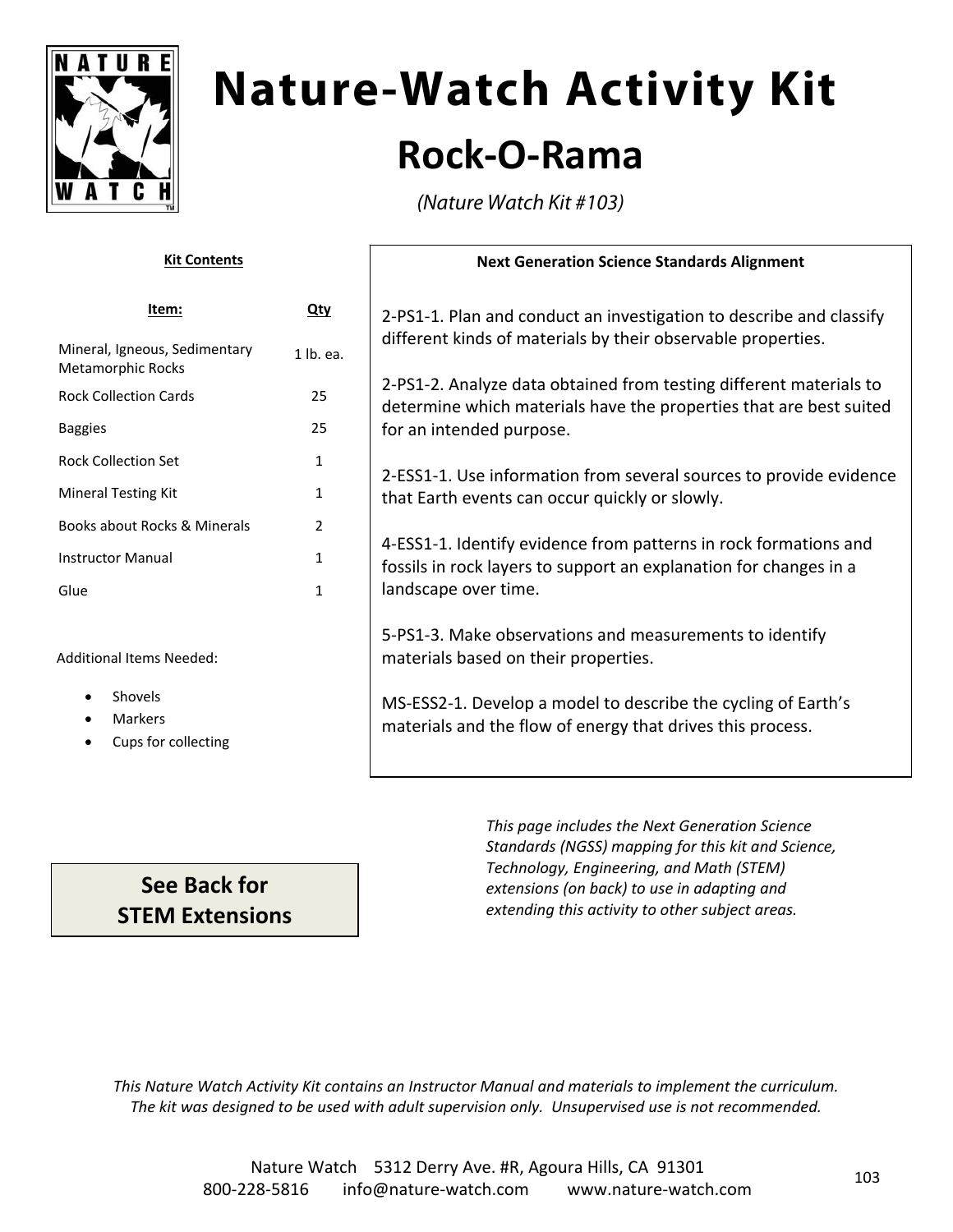# Nature-Watch Activity Kit

## Rock-O-Rama

*(Nature Watch Kit #103)*

**Kit Contents**

| Item: | Qty |
|---|---|
| Mineral, Igneous, Sedimentary Metamorphic Rocks | 1 lb. ea. |
| Rock Collection Cards | 25 |
| Baggies | 25 |
| Rock Collection Set | 1 |
| Mineral Testing Kit | 1 |
| Books about Rocks & Minerals | 2 |
| Instructor Manual | 1 |
| Glue | 1 |

Additional Items Needed:

- Shovels
- Markers
- Cups for collecting

**Next Generation Science Standards Alignment**

2-PS1-1. Plan and conduct an investigation to describe and classify different kinds of materials by their observable properties.

2-PS1-2. Analyze data obtained from testing different materials to determine which materials have the properties that are best suited for an intended purpose.

2-ESS1-1. Use information from several sources to provide evidence that Earth events can occur quickly or slowly.

4-ESS1-1. Identify evidence from patterns in rock formations and fossils in rock layers to support an explanation for changes in a landscape over time.

5-PS1-3. Make observations and measurements to identify materials based on their properties.

MS-ESS2-1. Develop a model to describe the cycling of Earth's materials and the flow of energy that drives this process.

**See Back for STEM Extensions**

*This page includes the Next Generation Science Standards (NGSS) mapping for this kit and Science, Technology, Engineering, and Math (STEM) extensions (on back) to use in adapting and extending this activity to other subject areas.*

*This Nature Watch Activity Kit contains an Instructor Manual and materials to implement the curriculum. The kit was designed to be used with adult supervision only. Unsupervised use is not recommended.*

Nature Watch 5312 Derry Ave. #R, Agoura Hills, CA 91301
800-228-5816 info@nature-watch.com www.nature-watch.com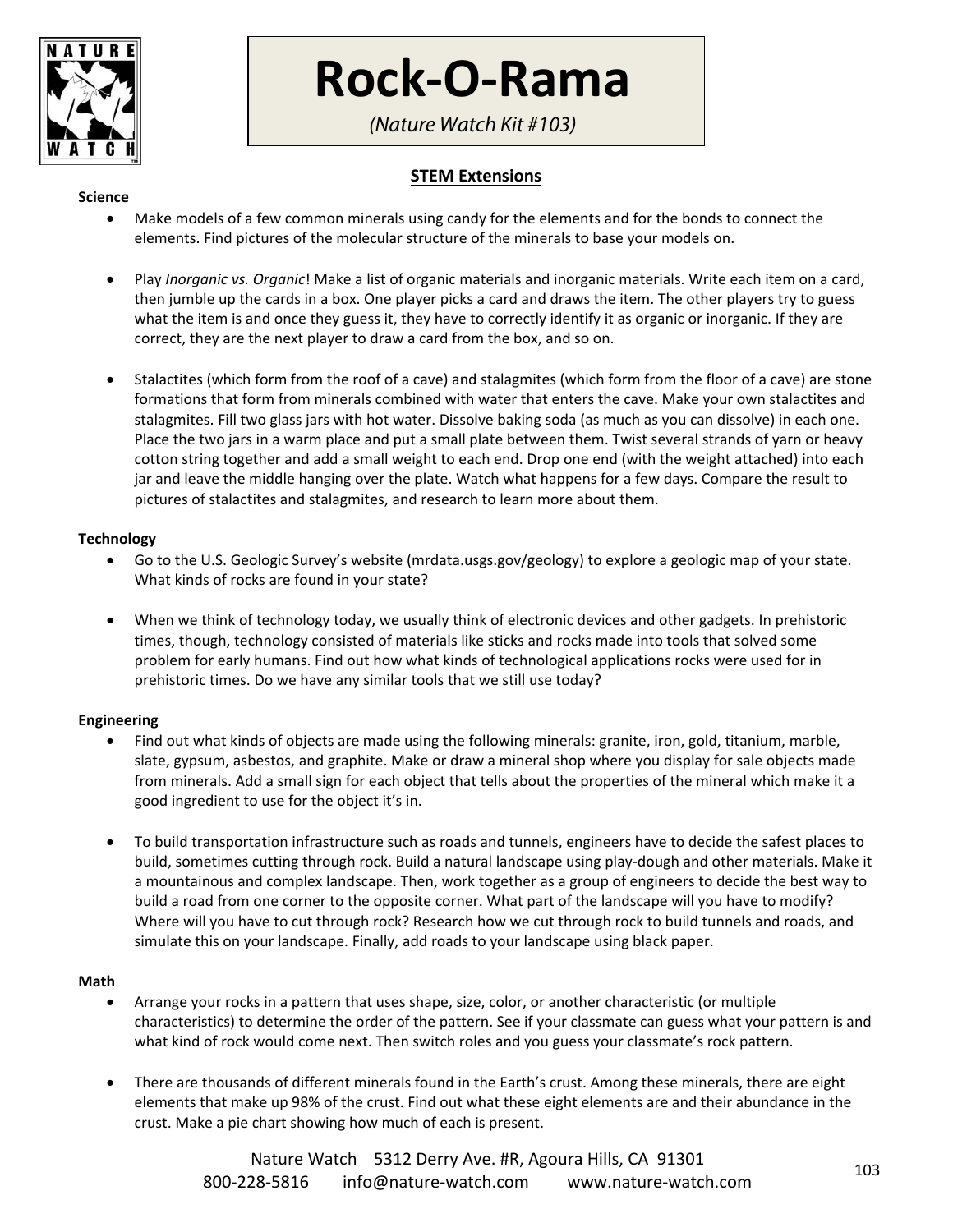# Rock-O-Rama

*(Nature Watch Kit #103)*

## STEM Extensions

**Science**

- Make models of a few common minerals using candy for the elements and for the bonds to connect the elements. Find pictures of the molecular structure of the minerals to base your models on.

- Play *Inorganic vs. Organic*! Make a list of organic materials and inorganic materials. Write each item on a card, then jumble up the cards in a box. One player picks a card and draws the item. The other players try to guess what the item is and once they guess it, they have to correctly identify it as organic or inorganic. If they are correct, they are the next player to draw a card from the box, and so on.

- Stalactites (which form from the roof of a cave) and stalagmites (which form from the floor of a cave) are stone formations that form from minerals combined with water that enters the cave. Make your own stalactites and stalagmites. Fill two glass jars with hot water. Dissolve baking soda (as much as you can dissolve) in each one. Place the two jars in a warm place and put a small plate between them. Twist several strands of yarn or heavy cotton string together and add a small weight to each end. Drop one end (with the weight attached) into each jar and leave the middle hanging over the plate. Watch what happens for a few days. Compare the result to pictures of stalactites and stalagmites, and research to learn more about them.

**Technology**

- Go to the U.S. Geologic Survey's website (mrdata.usgs.gov/geology) to explore a geologic map of your state. What kinds of rocks are found in your state?

- When we think of technology today, we usually think of electronic devices and other gadgets. In prehistoric times, though, technology consisted of materials like sticks and rocks made into tools that solved some problem for early humans. Find out how what kinds of technological applications rocks were used for in prehistoric times. Do we have any similar tools that we still use today?

**Engineering**

- Find out what kinds of objects are made using the following minerals: granite, iron, gold, titanium, marble, slate, gypsum, asbestos, and graphite. Make or draw a mineral shop where you display for sale objects made from minerals. Add a small sign for each object that tells about the properties of the mineral which make it a good ingredient to use for the object it's in.

- To build transportation infrastructure such as roads and tunnels, engineers have to decide the safest places to build, sometimes cutting through rock. Build a natural landscape using play-dough and other materials. Make it a mountainous and complex landscape. Then, work together as a group of engineers to decide the best way to build a road from one corner to the opposite corner. What part of the landscape will you have to modify? Where will you have to cut through rock? Research how we cut through rock to build tunnels and roads, and simulate this on your landscape. Finally, add roads to your landscape using black paper.

**Math**

- Arrange your rocks in a pattern that uses shape, size, color, or another characteristic (or multiple characteristics) to determine the order of the pattern. See if your classmate can guess what your pattern is and what kind of rock would come next. Then switch roles and you guess your classmate's rock pattern.

- There are thousands of different minerals found in the Earth's crust. Among these minerals, there are eight elements that make up 98% of the crust. Find out what these eight elements are and their abundance in the crust. Make a pie chart showing how much of each is present.

Nature Watch 5312 Derry Ave. #R, Agoura Hills, CA 91301
800-228-5816 info@nature-watch.com www.nature-watch.com